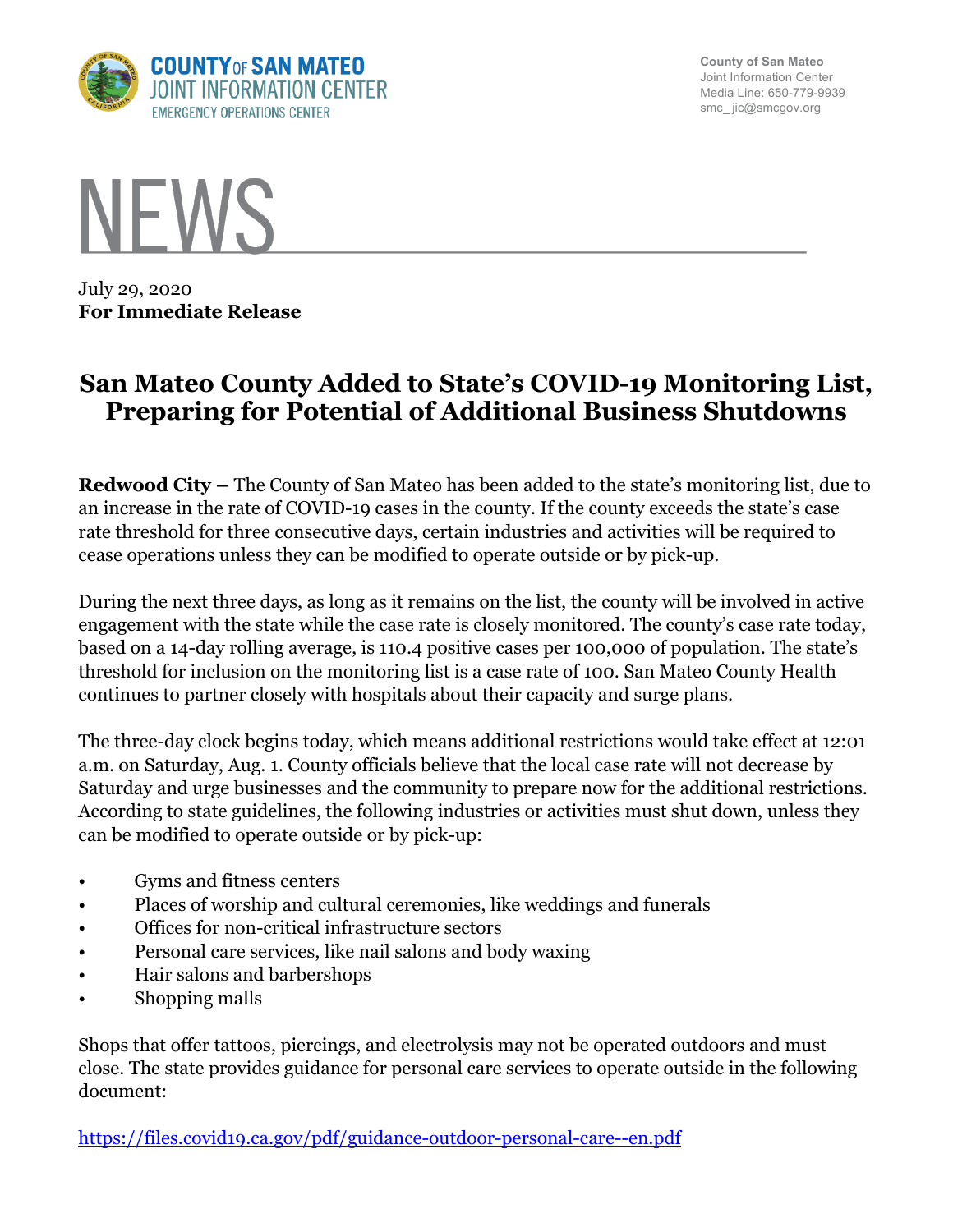COUNTY OF SAN MATEO
JOINT INFORMATION CENTER
EMERGENCY OPERATIONS CENTER

County of San Mateo
Joint Information Center
Media Line: 650-779-9939
smc_jic@smcgov.org

# NEWS

July 29, 2020
**For Immediate Release**

## San Mateo County Added to State's COVID-19 Monitoring List, Preparing for Potential of Additional Business Shutdowns

**Redwood City –** The County of San Mateo has been added to the state's monitoring list, due to an increase in the rate of COVID-19 cases in the county. If the county exceeds the state's case rate threshold for three consecutive days, certain industries and activities will be required to cease operations unless they can be modified to operate outside or by pick-up.

During the next three days, as long as it remains on the list, the county will be involved in active engagement with the state while the case rate is closely monitored. The county's case rate today, based on a 14-day rolling average, is 110.4 positive cases per 100,000 of population. The state's threshold for inclusion on the monitoring list is a case rate of 100. San Mateo County Health continues to partner closely with hospitals about their capacity and surge plans.

The three-day clock begins today, which means additional restrictions would take effect at 12:01 a.m. on Saturday, Aug. 1. County officials believe that the local case rate will not decrease by Saturday and urge businesses and the community to prepare now for the additional restrictions. According to state guidelines, the following industries or activities must shut down, unless they can be modified to operate outside or by pick-up:

- Gyms and fitness centers
- Places of worship and cultural ceremonies, like weddings and funerals
- Offices for non-critical infrastructure sectors
- Personal care services, like nail salons and body waxing
- Hair salons and barbershops
- Shopping malls

Shops that offer tattoos, piercings, and electrolysis may not be operated outdoors and must close. The state provides guidance for personal care services to operate outside in the following document:

https://files.covid19.ca.gov/pdf/guidance-outdoor-personal-care--en.pdf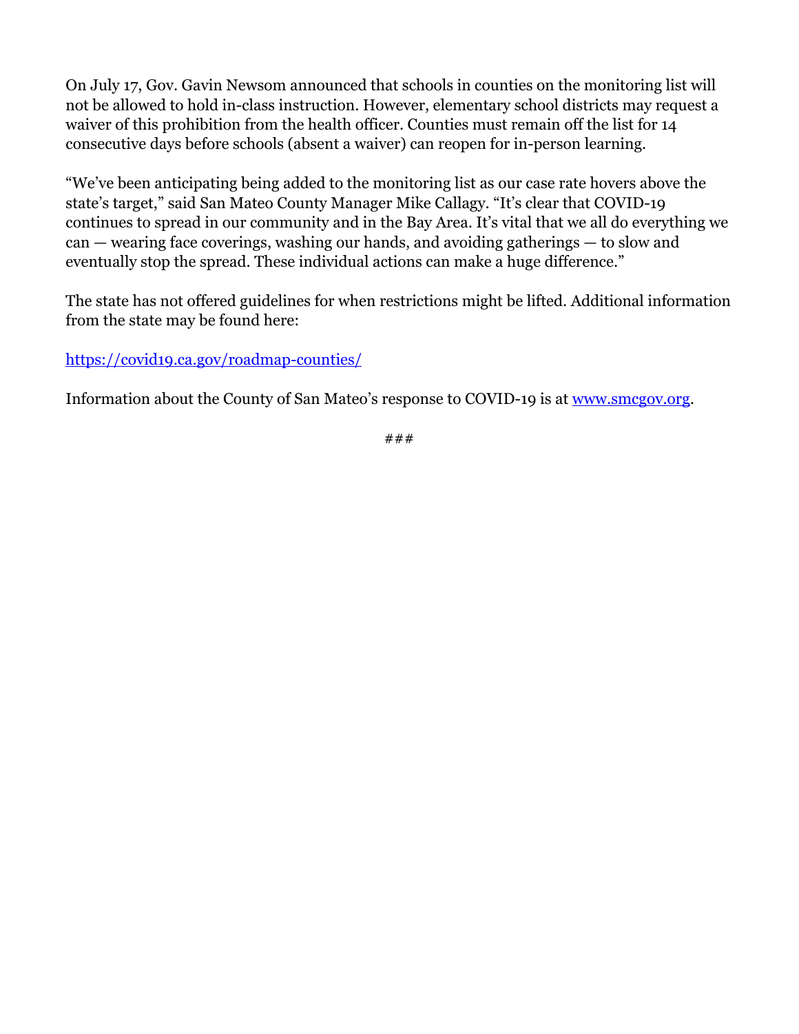On July 17, Gov. Gavin Newsom announced that schools in counties on the monitoring list will not be allowed to hold in-class instruction. However, elementary school districts may request a waiver of this prohibition from the health officer. Counties must remain off the list for 14 consecutive days before schools (absent a waiver) can reopen for in-person learning.

"We've been anticipating being added to the monitoring list as our case rate hovers above the state's target," said San Mateo County Manager Mike Callagy. "It's clear that COVID-19 continues to spread in our community and in the Bay Area. It's vital that we all do everything we can — wearing face coverings, washing our hands, and avoiding gatherings — to slow and eventually stop the spread. These individual actions can make a huge difference."

The state has not offered guidelines for when restrictions might be lifted. Additional information from the state may be found here:

[https://covid19.ca.gov/roadmap-counties/](https://covid19.ca.gov/roadmap-counties/)

Information about the County of San Mateo's response to COVID-19 is at [www.smcgov.org](http://www.smcgov.org).

###